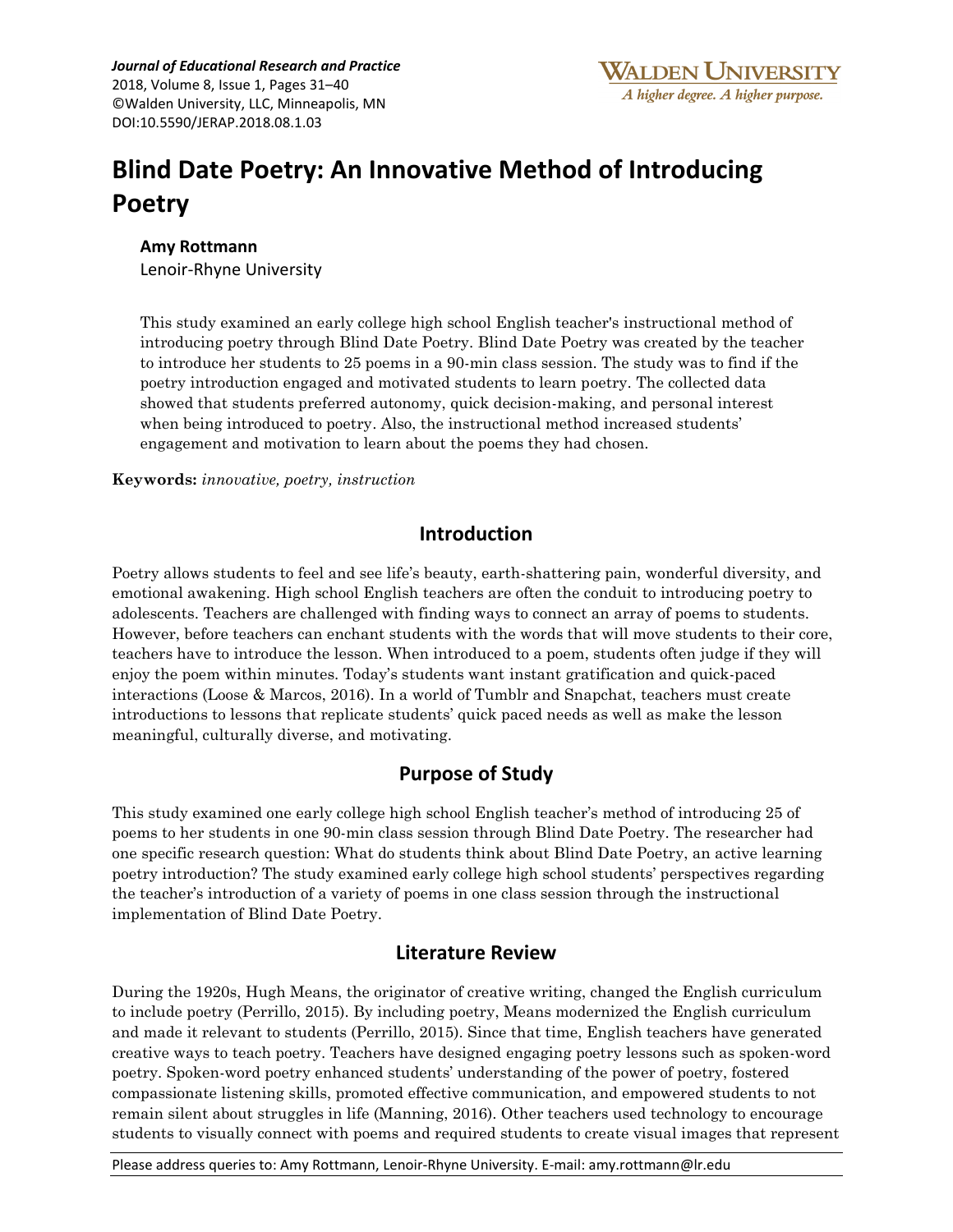# Blind Date Poetry: An Innovative Method of Introducing Poetry

**Amy Rottmann**
Lenoir-Rhyne University

This study examined an early college high school English teacher's instructional method of introducing poetry through Blind Date Poetry. Blind Date Poetry was created by the teacher to introduce her students to 25 poems in a 90-min class session. The study was to find if the poetry introduction engaged and motivated students to learn poetry. The collected data showed that students preferred autonomy, quick decision-making, and personal interest when being introduced to poetry. Also, the instructional method increased students' engagement and motivation to learn about the poems they had chosen.

**Keywords:** *innovative, poetry, instruction*

## Introduction

Poetry allows students to feel and see life's beauty, earth-shattering pain, wonderful diversity, and emotional awakening. High school English teachers are often the conduit to introducing poetry to adolescents. Teachers are challenged with finding ways to connect an array of poems to students. However, before teachers can enchant students with the words that will move students to their core, teachers have to introduce the lesson. When introduced to a poem, students often judge if they will enjoy the poem within minutes. Today's students want instant gratification and quick-paced interactions (Loose & Marcos, 2016). In a world of Tumblr and Snapchat, teachers must create introductions to lessons that replicate students' quick paced needs as well as make the lesson meaningful, culturally diverse, and motivating.

## Purpose of Study

This study examined one early college high school English teacher's method of introducing 25 of poems to her students in one 90-min class session through Blind Date Poetry. The researcher had one specific research question: What do students think about Blind Date Poetry, an active learning poetry introduction? The study examined early college high school students' perspectives regarding the teacher's introduction of a variety of poems in one class session through the instructional implementation of Blind Date Poetry.

## Literature Review

During the 1920s, Hugh Means, the originator of creative writing, changed the English curriculum to include poetry (Perrillo, 2015). By including poetry, Means modernized the English curriculum and made it relevant to students (Perrillo, 2015). Since that time, English teachers have generated creative ways to teach poetry. Teachers have designed engaging poetry lessons such as spoken-word poetry. Spoken-word poetry enhanced students' understanding of the power of poetry, fostered compassionate listening skills, promoted effective communication, and empowered students to not remain silent about struggles in life (Manning, 2016). Other teachers used technology to encourage students to visually connect with poems and required students to create visual images that represent

Please address queries to: Amy Rottmann, Lenoir-Rhyne University. E-mail: amy.rottmann@lr.edu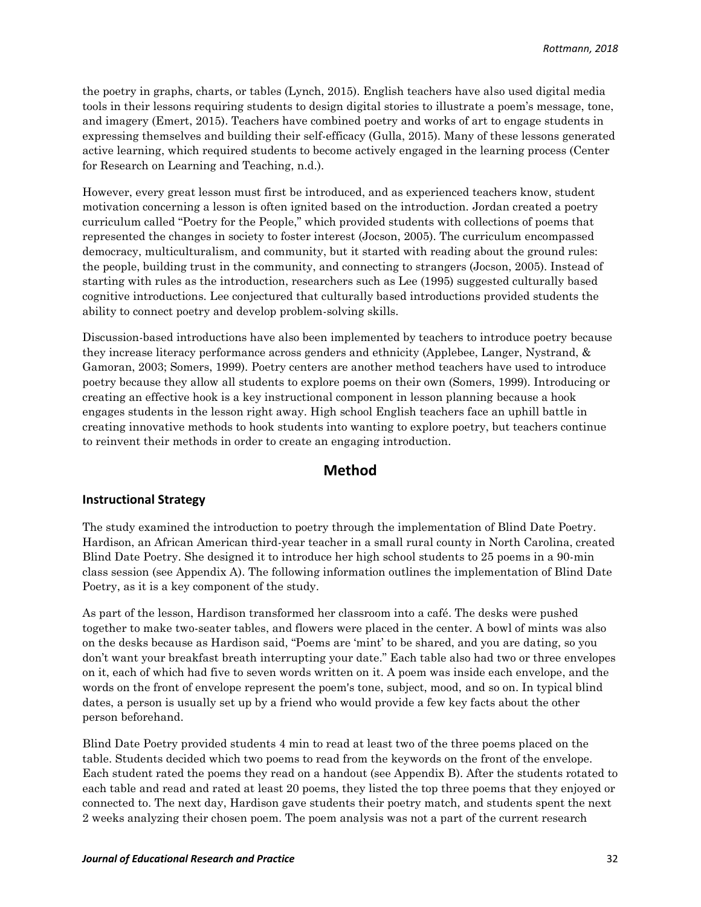the poetry in graphs, charts, or tables (Lynch, 2015). English teachers have also used digital media tools in their lessons requiring students to design digital stories to illustrate a poem's message, tone, and imagery (Emert, 2015). Teachers have combined poetry and works of art to engage students in expressing themselves and building their self-efficacy (Gulla, 2015). Many of these lessons generated active learning, which required students to become actively engaged in the learning process (Center for Research on Learning and Teaching, n.d.).

However, every great lesson must first be introduced, and as experienced teachers know, student motivation concerning a lesson is often ignited based on the introduction. Jordan created a poetry curriculum called "Poetry for the People," which provided students with collections of poems that represented the changes in society to foster interest (Jocson, 2005). The curriculum encompassed democracy, multiculturalism, and community, but it started with reading about the ground rules: the people, building trust in the community, and connecting to strangers (Jocson, 2005). Instead of starting with rules as the introduction, researchers such as Lee (1995) suggested culturally based cognitive introductions. Lee conjectured that culturally based introductions provided students the ability to connect poetry and develop problem-solving skills.

Discussion-based introductions have also been implemented by teachers to introduce poetry because they increase literacy performance across genders and ethnicity (Applebee, Langer, Nystrand, & Gamoran, 2003; Somers, 1999). Poetry centers are another method teachers have used to introduce poetry because they allow all students to explore poems on their own (Somers, 1999). Introducing or creating an effective hook is a key instructional component in lesson planning because a hook engages students in the lesson right away. High school English teachers face an uphill battle in creating innovative methods to hook students into wanting to explore poetry, but teachers continue to reinvent their methods in order to create an engaging introduction.

## Method

### Instructional Strategy

The study examined the introduction to poetry through the implementation of Blind Date Poetry. Hardison, an African American third-year teacher in a small rural county in North Carolina, created Blind Date Poetry. She designed it to introduce her high school students to 25 poems in a 90-min class session (see Appendix A). The following information outlines the implementation of Blind Date Poetry, as it is a key component of the study.

As part of the lesson, Hardison transformed her classroom into a café. The desks were pushed together to make two-seater tables, and flowers were placed in the center. A bowl of mints was also on the desks because as Hardison said, "Poems are 'mint' to be shared, and you are dating, so you don't want your breakfast breath interrupting your date." Each table also had two or three envelopes on it, each of which had five to seven words written on it. A poem was inside each envelope, and the words on the front of envelope represent the poem's tone, subject, mood, and so on. In typical blind dates, a person is usually set up by a friend who would provide a few key facts about the other person beforehand.

Blind Date Poetry provided students 4 min to read at least two of the three poems placed on the table. Students decided which two poems to read from the keywords on the front of the envelope. Each student rated the poems they read on a handout (see Appendix B). After the students rotated to each table and read and rated at least 20 poems, they listed the top three poems that they enjoyed or connected to. The next day, Hardison gave students their poetry match, and students spent the next 2 weeks analyzing their chosen poem. The poem analysis was not a part of the current research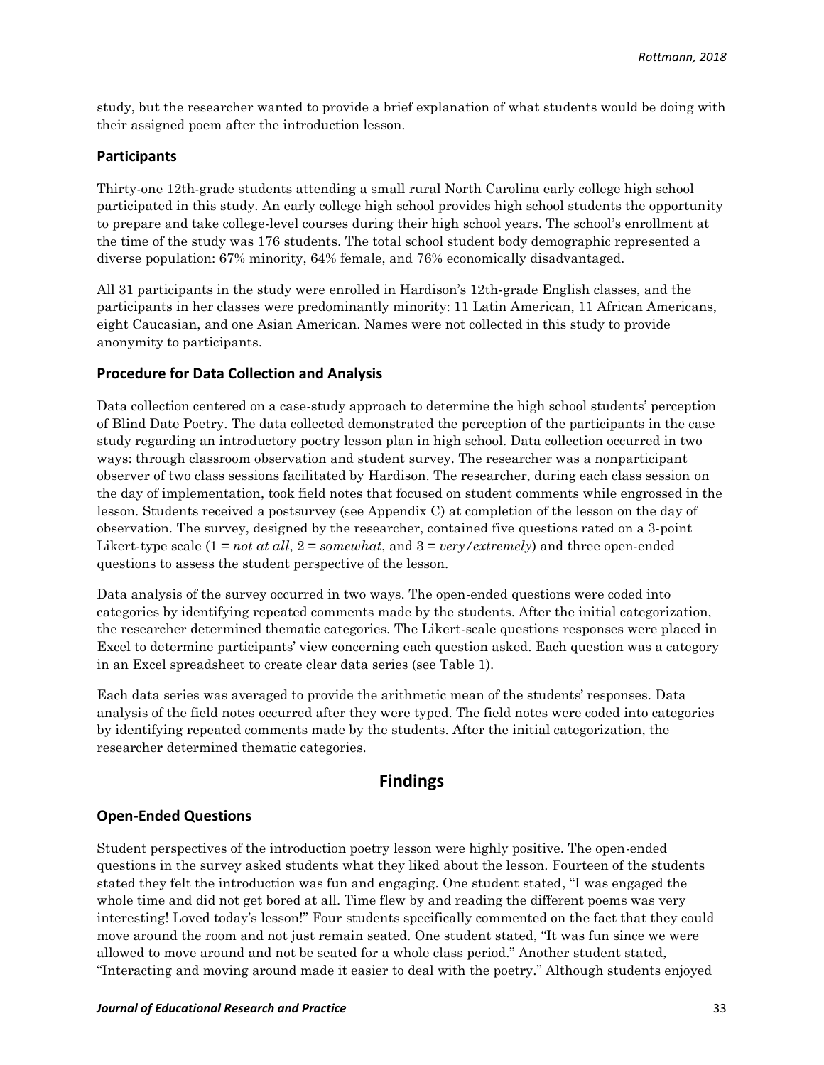study, but the researcher wanted to provide a brief explanation of what students would be doing with their assigned poem after the introduction lesson.

### Participants

Thirty-one 12th-grade students attending a small rural North Carolina early college high school participated in this study. An early college high school provides high school students the opportunity to prepare and take college-level courses during their high school years. The school's enrollment at the time of the study was 176 students. The total school student body demographic represented a diverse population: 67% minority, 64% female, and 76% economically disadvantaged.

All 31 participants in the study were enrolled in Hardison's 12th-grade English classes, and the participants in her classes were predominantly minority: 11 Latin American, 11 African Americans, eight Caucasian, and one Asian American. Names were not collected in this study to provide anonymity to participants.

### Procedure for Data Collection and Analysis

Data collection centered on a case-study approach to determine the high school students' perception of Blind Date Poetry. The data collected demonstrated the perception of the participants in the case study regarding an introductory poetry lesson plan in high school. Data collection occurred in two ways: through classroom observation and student survey. The researcher was a nonparticipant observer of two class sessions facilitated by Hardison. The researcher, during each class session on the day of implementation, took field notes that focused on student comments while engrossed in the lesson. Students received a postsurvey (see Appendix C) at completion of the lesson on the day of observation. The survey, designed by the researcher, contained five questions rated on a 3-point Likert-type scale (1 = *not at all*, 2 = *somewhat*, and 3 = *very/extremely*) and three open-ended questions to assess the student perspective of the lesson.

Data analysis of the survey occurred in two ways. The open-ended questions were coded into categories by identifying repeated comments made by the students. After the initial categorization, the researcher determined thematic categories. The Likert-scale questions responses were placed in Excel to determine participants' view concerning each question asked. Each question was a category in an Excel spreadsheet to create clear data series (see Table 1).

Each data series was averaged to provide the arithmetic mean of the students' responses. Data analysis of the field notes occurred after they were typed. The field notes were coded into categories by identifying repeated comments made by the students. After the initial categorization, the researcher determined thematic categories.

## Findings

### Open-Ended Questions

Student perspectives of the introduction poetry lesson were highly positive. The open-ended questions in the survey asked students what they liked about the lesson. Fourteen of the students stated they felt the introduction was fun and engaging. One student stated, "I was engaged the whole time and did not get bored at all. Time flew by and reading the different poems was very interesting! Loved today's lesson!" Four students specifically commented on the fact that they could move around the room and not just remain seated. One student stated, "It was fun since we were allowed to move around and not be seated for a whole class period." Another student stated, "Interacting and moving around made it easier to deal with the poetry." Although students enjoyed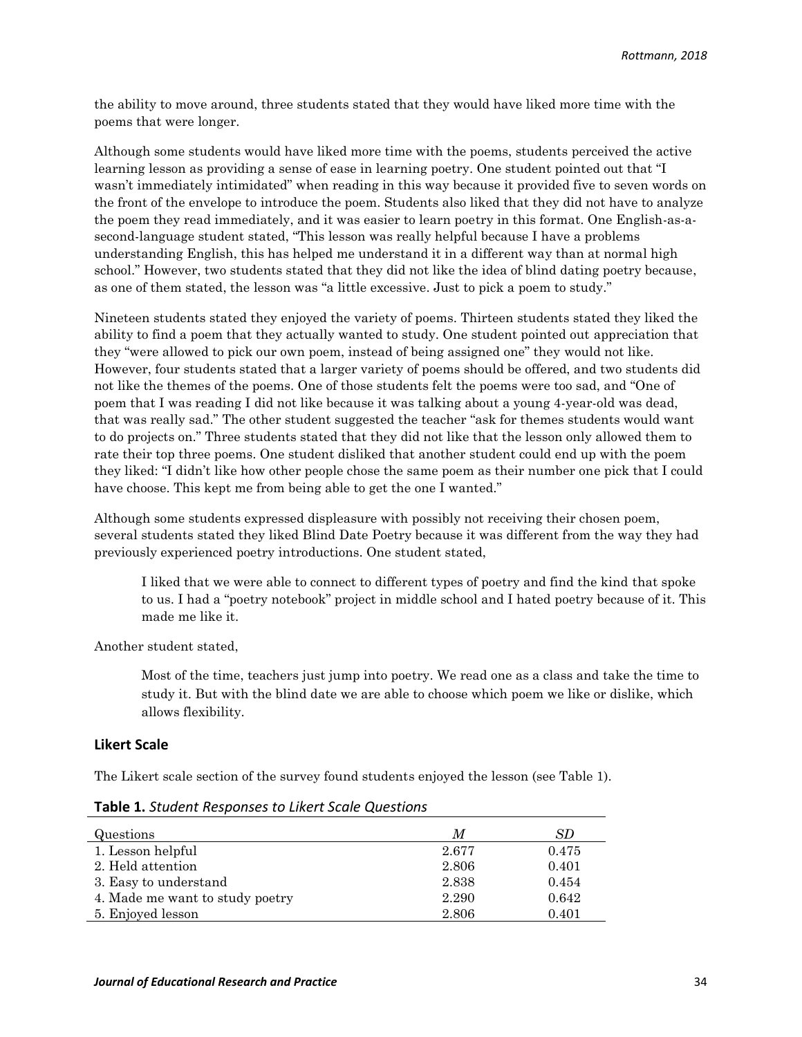the ability to move around, three students stated that they would have liked more time with the poems that were longer.

Although some students would have liked more time with the poems, students perceived the active learning lesson as providing a sense of ease in learning poetry. One student pointed out that "I wasn't immediately intimidated" when reading in this way because it provided five to seven words on the front of the envelope to introduce the poem. Students also liked that they did not have to analyze the poem they read immediately, and it was easier to learn poetry in this format. One English-as-a-second-language student stated, "This lesson was really helpful because I have a problems understanding English, this has helped me understand it in a different way than at normal high school." However, two students stated that they did not like the idea of blind dating poetry because, as one of them stated, the lesson was "a little excessive. Just to pick a poem to study."

Nineteen students stated they enjoyed the variety of poems. Thirteen students stated they liked the ability to find a poem that they actually wanted to study. One student pointed out appreciation that they "were allowed to pick our own poem, instead of being assigned one" they would not like. However, four students stated that a larger variety of poems should be offered, and two students did not like the themes of the poems. One of those students felt the poems were too sad, and "One of poem that I was reading I did not like because it was talking about a young 4-year-old was dead, that was really sad." The other student suggested the teacher "ask for themes students would want to do projects on." Three students stated that they did not like that the lesson only allowed them to rate their top three poems. One student disliked that another student could end up with the poem they liked: "I didn't like how other people chose the same poem as their number one pick that I could have choose. This kept me from being able to get the one I wanted."

Although some students expressed displeasure with possibly not receiving their chosen poem, several students stated they liked Blind Date Poetry because it was different from the way they had previously experienced poetry introductions. One student stated,

> I liked that we were able to connect to different types of poetry and find the kind that spoke to us. I had a "poetry notebook" project in middle school and I hated poetry because of it. This made me like it.

Another student stated,

> Most of the time, teachers just jump into poetry. We read one as a class and take the time to study it. But with the blind date we are able to choose which poem we like or dislike, which allows flexibility.

### Likert Scale

The Likert scale section of the survey found students enjoyed the lesson (see Table 1).

**Table 1.** *Student Responses to Likert Scale Questions*

| Questions | *M* | *SD* |
|---|---|---|
| 1. Lesson helpful | 2.677 | 0.475 |
| 2. Held attention | 2.806 | 0.401 |
| 3. Easy to understand | 2.838 | 0.454 |
| 4. Made me want to study poetry | 2.290 | 0.642 |
| 5. Enjoyed lesson | 2.806 | 0.401 |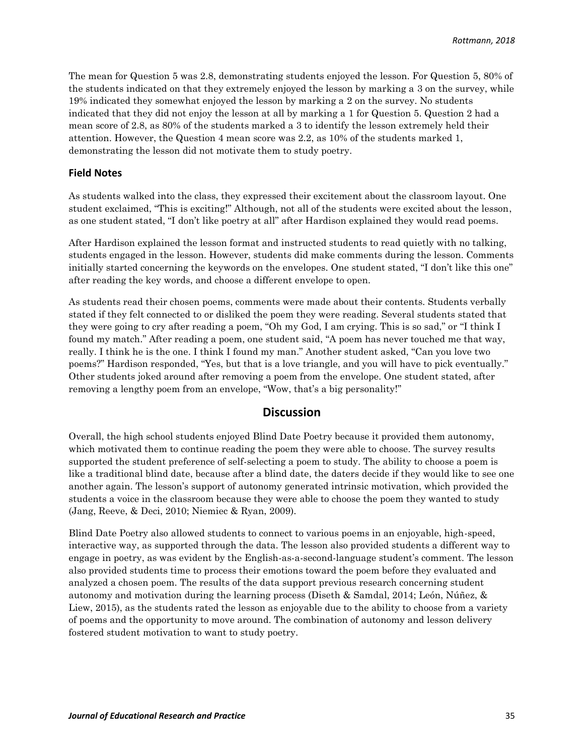The mean for Question 5 was 2.8, demonstrating students enjoyed the lesson. For Question 5, 80% of the students indicated on that they extremely enjoyed the lesson by marking a 3 on the survey, while 19% indicated they somewhat enjoyed the lesson by marking a 2 on the survey. No students indicated that they did not enjoy the lesson at all by marking a 1 for Question 5. Question 2 had a mean score of 2.8, as 80% of the students marked a 3 to identify the lesson extremely held their attention. However, the Question 4 mean score was 2.2, as 10% of the students marked 1, demonstrating the lesson did not motivate them to study poetry.

### Field Notes

As students walked into the class, they expressed their excitement about the classroom layout. One student exclaimed, "This is exciting!" Although, not all of the students were excited about the lesson, as one student stated, "I don't like poetry at all" after Hardison explained they would read poems.

After Hardison explained the lesson format and instructed students to read quietly with no talking, students engaged in the lesson. However, students did make comments during the lesson. Comments initially started concerning the keywords on the envelopes. One student stated, "I don't like this one" after reading the key words, and choose a different envelope to open.

As students read their chosen poems, comments were made about their contents. Students verbally stated if they felt connected to or disliked the poem they were reading. Several students stated that they were going to cry after reading a poem, "Oh my God, I am crying. This is so sad," or "I think I found my match." After reading a poem, one student said, "A poem has never touched me that way, really. I think he is the one. I think I found my man." Another student asked, "Can you love two poems?" Hardison responded, "Yes, but that is a love triangle, and you will have to pick eventually." Other students joked around after removing a poem from the envelope. One student stated, after removing a lengthy poem from an envelope, "Wow, that's a big personality!"

## Discussion

Overall, the high school students enjoyed Blind Date Poetry because it provided them autonomy, which motivated them to continue reading the poem they were able to choose. The survey results supported the student preference of self-selecting a poem to study. The ability to choose a poem is like a traditional blind date, because after a blind date, the daters decide if they would like to see one another again. The lesson's support of autonomy generated intrinsic motivation, which provided the students a voice in the classroom because they were able to choose the poem they wanted to study (Jang, Reeve, & Deci, 2010; Niemiec & Ryan, 2009).

Blind Date Poetry also allowed students to connect to various poems in an enjoyable, high-speed, interactive way, as supported through the data. The lesson also provided students a different way to engage in poetry, as was evident by the English-as-a-second-language student's comment. The lesson also provided students time to process their emotions toward the poem before they evaluated and analyzed a chosen poem. The results of the data support previous research concerning student autonomy and motivation during the learning process (Diseth & Samdal, 2014; León, Núñez, & Liew, 2015), as the students rated the lesson as enjoyable due to the ability to choose from a variety of poems and the opportunity to move around. The combination of autonomy and lesson delivery fostered student motivation to want to study poetry.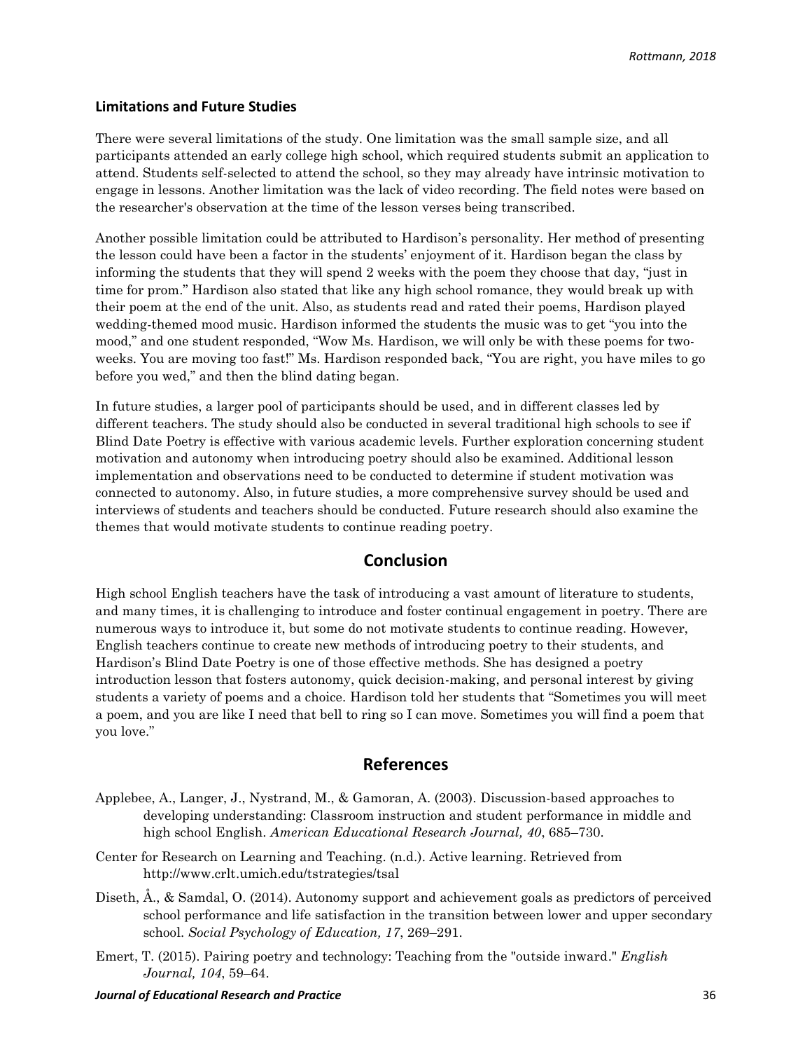### Limitations and Future Studies

There were several limitations of the study. One limitation was the small sample size, and all participants attended an early college high school, which required students submit an application to attend. Students self-selected to attend the school, so they may already have intrinsic motivation to engage in lessons. Another limitation was the lack of video recording. The field notes were based on the researcher's observation at the time of the lesson verses being transcribed.

Another possible limitation could be attributed to Hardison's personality. Her method of presenting the lesson could have been a factor in the students' enjoyment of it. Hardison began the class by informing the students that they will spend 2 weeks with the poem they choose that day, "just in time for prom." Hardison also stated that like any high school romance, they would break up with their poem at the end of the unit. Also, as students read and rated their poems, Hardison played wedding-themed mood music. Hardison informed the students the music was to get "you into the mood," and one student responded, "Wow Ms. Hardison, we will only be with these poems for two-weeks. You are moving too fast!" Ms. Hardison responded back, "You are right, you have miles to go before you wed," and then the blind dating began.

In future studies, a larger pool of participants should be used, and in different classes led by different teachers. The study should also be conducted in several traditional high schools to see if Blind Date Poetry is effective with various academic levels. Further exploration concerning student motivation and autonomy when introducing poetry should also be examined. Additional lesson implementation and observations need to be conducted to determine if student motivation was connected to autonomy. Also, in future studies, a more comprehensive survey should be used and interviews of students and teachers should be conducted. Future research should also examine the themes that would motivate students to continue reading poetry.

## Conclusion

High school English teachers have the task of introducing a vast amount of literature to students, and many times, it is challenging to introduce and foster continual engagement in poetry. There are numerous ways to introduce it, but some do not motivate students to continue reading. However, English teachers continue to create new methods of introducing poetry to their students, and Hardison's Blind Date Poetry is one of those effective methods. She has designed a poetry introduction lesson that fosters autonomy, quick decision-making, and personal interest by giving students a variety of poems and a choice. Hardison told her students that "Sometimes you will meet a poem, and you are like I need that bell to ring so I can move. Sometimes you will find a poem that you love."

## References

Applebee, A., Langer, J., Nystrand, M., & Gamoran, A. (2003). Discussion-based approaches to developing understanding: Classroom instruction and student performance in middle and high school English. *American Educational Research Journal, 40*, 685–730.

Center for Research on Learning and Teaching. (n.d.). Active learning. Retrieved from http://www.crlt.umich.edu/tstrategies/tsal

Diseth, Å., & Samdal, O. (2014). Autonomy support and achievement goals as predictors of perceived school performance and life satisfaction in the transition between lower and upper secondary school. *Social Psychology of Education, 17*, 269–291.

Emert, T. (2015). Pairing poetry and technology: Teaching from the "outside inward." *English Journal, 104*, 59–64.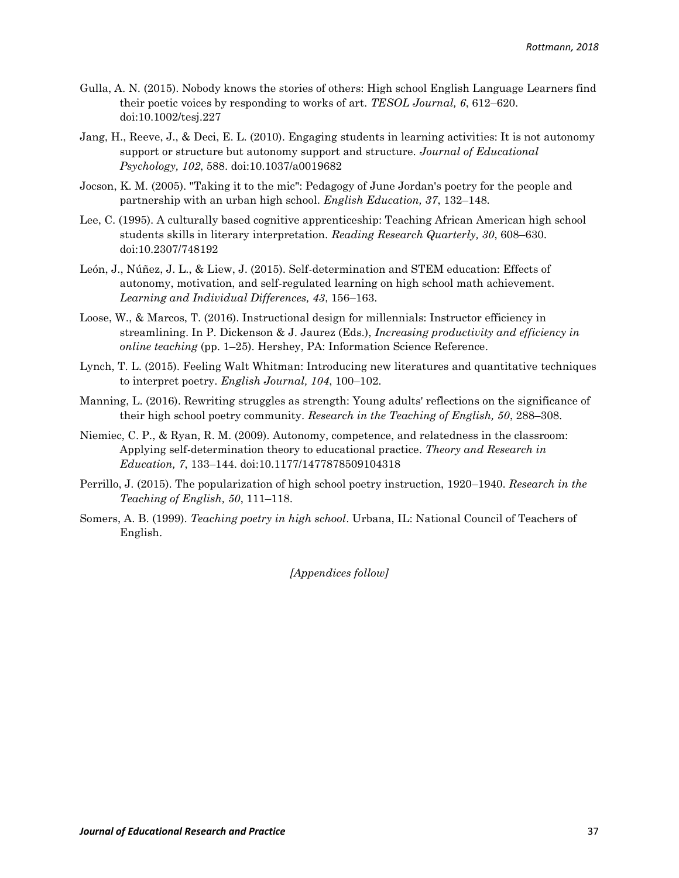Gulla, A. N. (2015). Nobody knows the stories of others: High school English Language Learners find their poetic voices by responding to works of art. *TESOL Journal, 6*, 612–620. doi:10.1002/tesj.227

Jang, H., Reeve, J., & Deci, E. L. (2010). Engaging students in learning activities: It is not autonomy support or structure but autonomy support and structure. *Journal of Educational Psychology, 102*, 588. doi:10.1037/a0019682

Jocson, K. M. (2005). "Taking it to the mic": Pedagogy of June Jordan's poetry for the people and partnership with an urban high school. *English Education, 37*, 132–148.

Lee, C. (1995). A culturally based cognitive apprenticeship: Teaching African American high school students skills in literary interpretation. *Reading Research Quarterly, 30*, 608–630. doi:10.2307/748192

León, J., Núñez, J. L., & Liew, J. (2015). Self-determination and STEM education: Effects of autonomy, motivation, and self-regulated learning on high school math achievement. *Learning and Individual Differences, 43*, 156–163.

Loose, W., & Marcos, T. (2016). Instructional design for millennials: Instructor efficiency in streamlining. In P. Dickenson & J. Jaurez (Eds.), *Increasing productivity and efficiency in online teaching* (pp. 1–25). Hershey, PA: Information Science Reference.

Lynch, T. L. (2015). Feeling Walt Whitman: Introducing new literatures and quantitative techniques to interpret poetry. *English Journal, 104*, 100–102.

Manning, L. (2016). Rewriting struggles as strength: Young adults' reflections on the significance of their high school poetry community. *Research in the Teaching of English, 50*, 288–308.

Niemiec, C. P., & Ryan, R. M. (2009). Autonomy, competence, and relatedness in the classroom: Applying self-determination theory to educational practice. *Theory and Research in Education, 7*, 133–144. doi:10.1177/1477878509104318

Perrillo, J. (2015). The popularization of high school poetry instruction, 1920–1940. *Research in the Teaching of English, 50*, 111–118.

Somers, A. B. (1999). *Teaching poetry in high school*. Urbana, IL: National Council of Teachers of English.

*[Appendices follow]*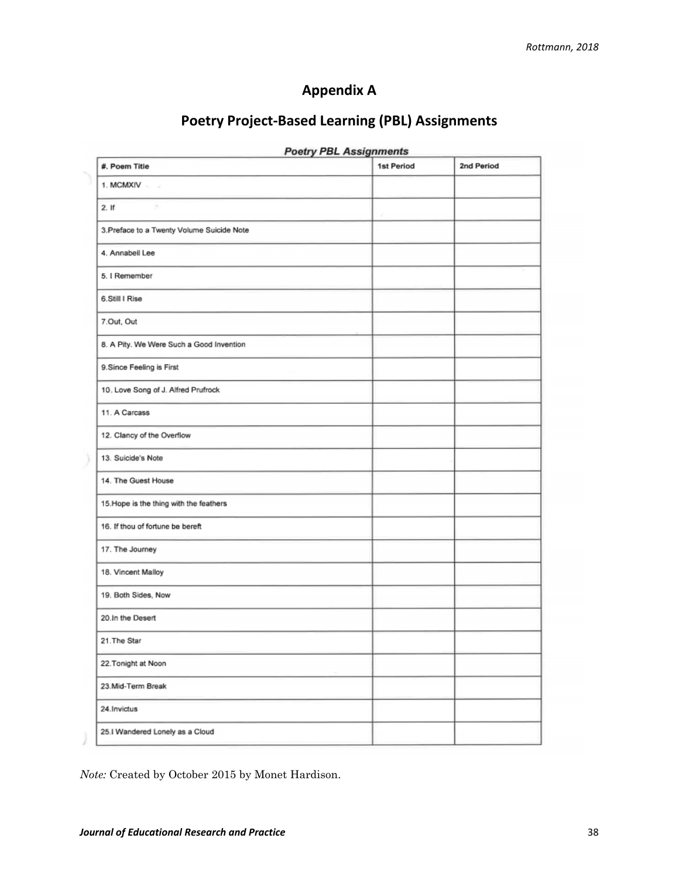## Appendix A

## Poetry Project-Based Learning (PBL) Assignments

**Poetry PBL Assignments**

| #. Poem Title | 1st Period | 2nd Period |
|---|---|---|
| 1. MCMXIV | | |
| 2. If | | |
| 3.Preface to a Twenty Volume Suicide Note | | |
| 4. Annabell Lee | | |
| 5. I Remember | | |
| 6.Still I Rise | | |
| 7.Out, Out | | |
| 8. A Pity. We Were Such a Good Invention | | |
| 9.Since Feeling is First | | |
| 10. Love Song of J. Alfred Prufrock | | |
| 11. A Carcass | | |
| 12. Clancy of the Overflow | | |
| 13. Suicide's Note | | |
| 14. The Guest House | | |
| 15.Hope is the thing with the feathers | | |
| 16. If thou of fortune be bereft | | |
| 17. The Journey | | |
| 18. Vincent Malloy | | |
| 19. Both Sides, Now | | |
| 20.In the Desert | | |
| 21.The Star | | |
| 22.Tonight at Noon | | |
| 23.Mid-Term Break | | |
| 24.Invictus | | |
| 25.I Wandered Lonely as a Cloud | | |

*Note:* Created by October 2015 by Monet Hardison.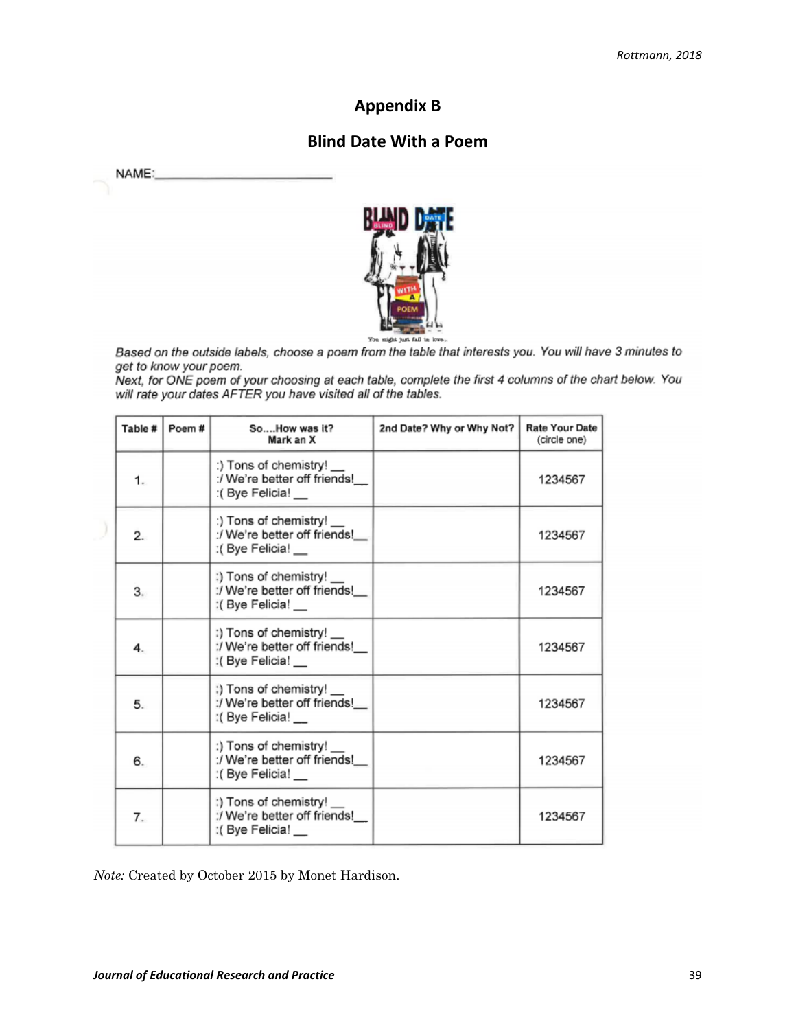## Appendix B

### Blind Date With a Poem

NAME:_________________________

*Based on the outside labels, choose a poem from the table that interests you. You will have 3 minutes to get to know your poem.*
*Next, for ONE poem of your choosing at each table, complete the first 4 columns of the chart below. You will rate your dates AFTER you have visited all of the tables.*

| Table # | Poem # | So....How was it? Mark an X | 2nd Date? Why or Why Not? | Rate Your Date (circle one) |
|---|---|---|---|---|
| 1. | | :) Tons of chemistry! __<br>:/ We're better off friends!__<br>:( Bye Felicia! __ | | 1234567 |
| 2. | | :) Tons of chemistry! __<br>:/ We're better off friends!__<br>:( Bye Felicia! __ | | 1234567 |
| 3. | | :) Tons of chemistry! __<br>:/ We're better off friends!__<br>:( Bye Felicia! __ | | 1234567 |
| 4. | | :) Tons of chemistry! __<br>:/ We're better off friends!__<br>:( Bye Felicia! __ | | 1234567 |
| 5. | | :) Tons of chemistry! __<br>:/ We're better off friends!__<br>:( Bye Felicia! __ | | 1234567 |
| 6. | | :) Tons of chemistry! __<br>:/ We're better off friends!__<br>:( Bye Felicia! __ | | 1234567 |
| 7. | | :) Tons of chemistry! __<br>:/ We're better off friends!__<br>:( Bye Felicia! __ | | 1234567 |

*Note:* Created by October 2015 by Monet Hardison.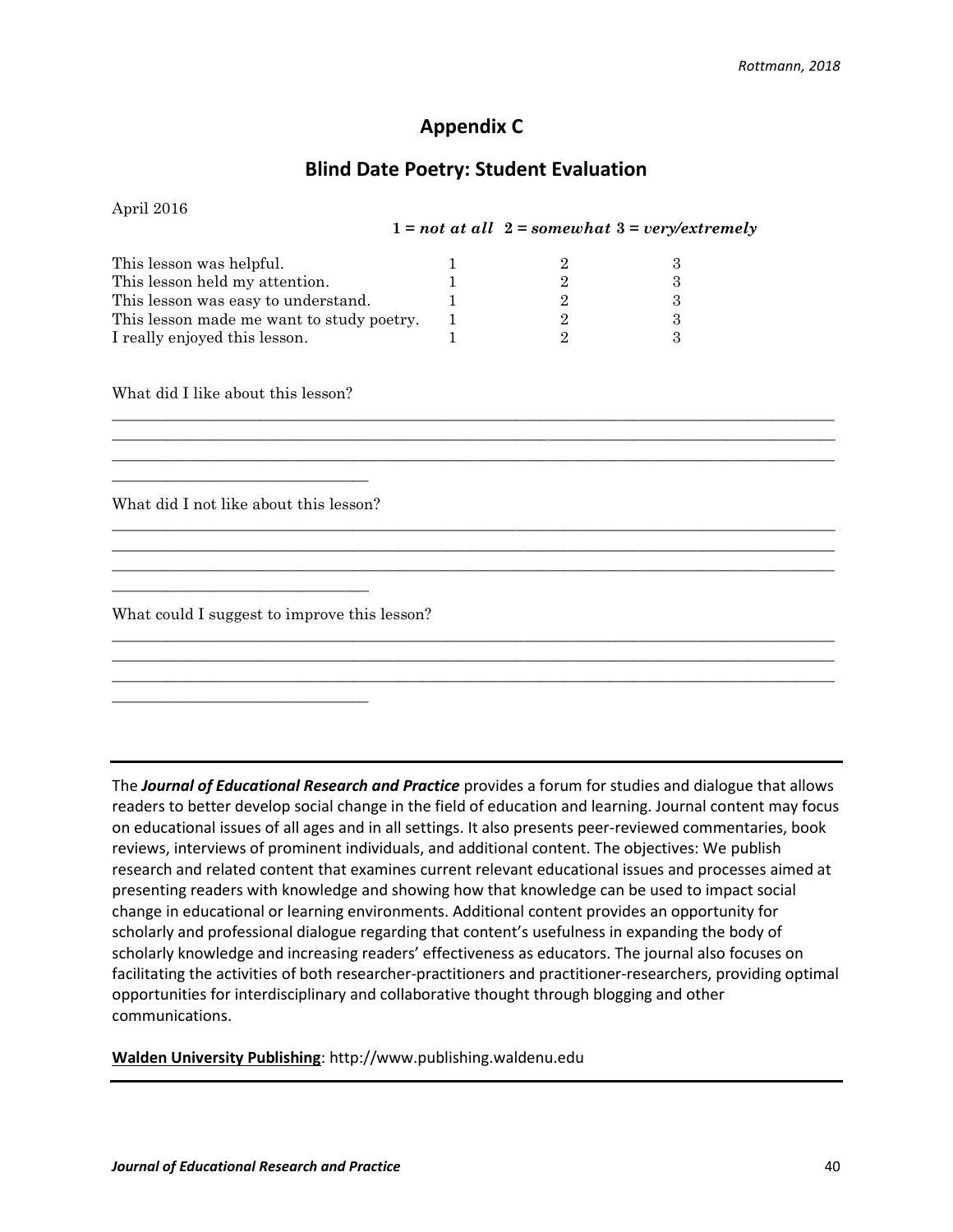## Appendix C

## Blind Date Poetry: Student Evaluation

April 2016

| | 1 = *not at all* | 2 = *somewhat* | 3 = *very/extremely* |
|---|---|---|---|
| This lesson was helpful. | 1 | 2 | 3 |
| This lesson held my attention. | 1 | 2 | 3 |
| This lesson was easy to understand. | 1 | 2 | 3 |
| This lesson made me want to study poetry. | 1 | 2 | 3 |
| I really enjoyed this lesson. | 1 | 2 | 3 |

What did I like about this lesson?

___________________________________________________________________________
___________________________________________________________________________
___________________________________________________________________________
__________________________

What did I not like about this lesson?

___________________________________________________________________________
___________________________________________________________________________
___________________________________________________________________________
__________________________

What could I suggest to improve this lesson?

___________________________________________________________________________
___________________________________________________________________________
___________________________________________________________________________
__________________________

---

The ***Journal of Educational Research and Practice*** provides a forum for studies and dialogue that allows readers to better develop social change in the field of education and learning. Journal content may focus on educational issues of all ages and in all settings. It also presents peer-reviewed commentaries, book reviews, interviews of prominent individuals, and additional content. The objectives: We publish research and related content that examines current relevant educational issues and processes aimed at presenting readers with knowledge and showing how that knowledge can be used to impact social change in educational or learning environments. Additional content provides an opportunity for scholarly and professional dialogue regarding that content's usefulness in expanding the body of scholarly knowledge and increasing readers' effectiveness as educators. The journal also focuses on facilitating the activities of both researcher-practitioners and practitioner-researchers, providing optimal opportunities for interdisciplinary and collaborative thought through blogging and other communications.

**Walden University Publishing**: http://www.publishing.waldenu.edu

---